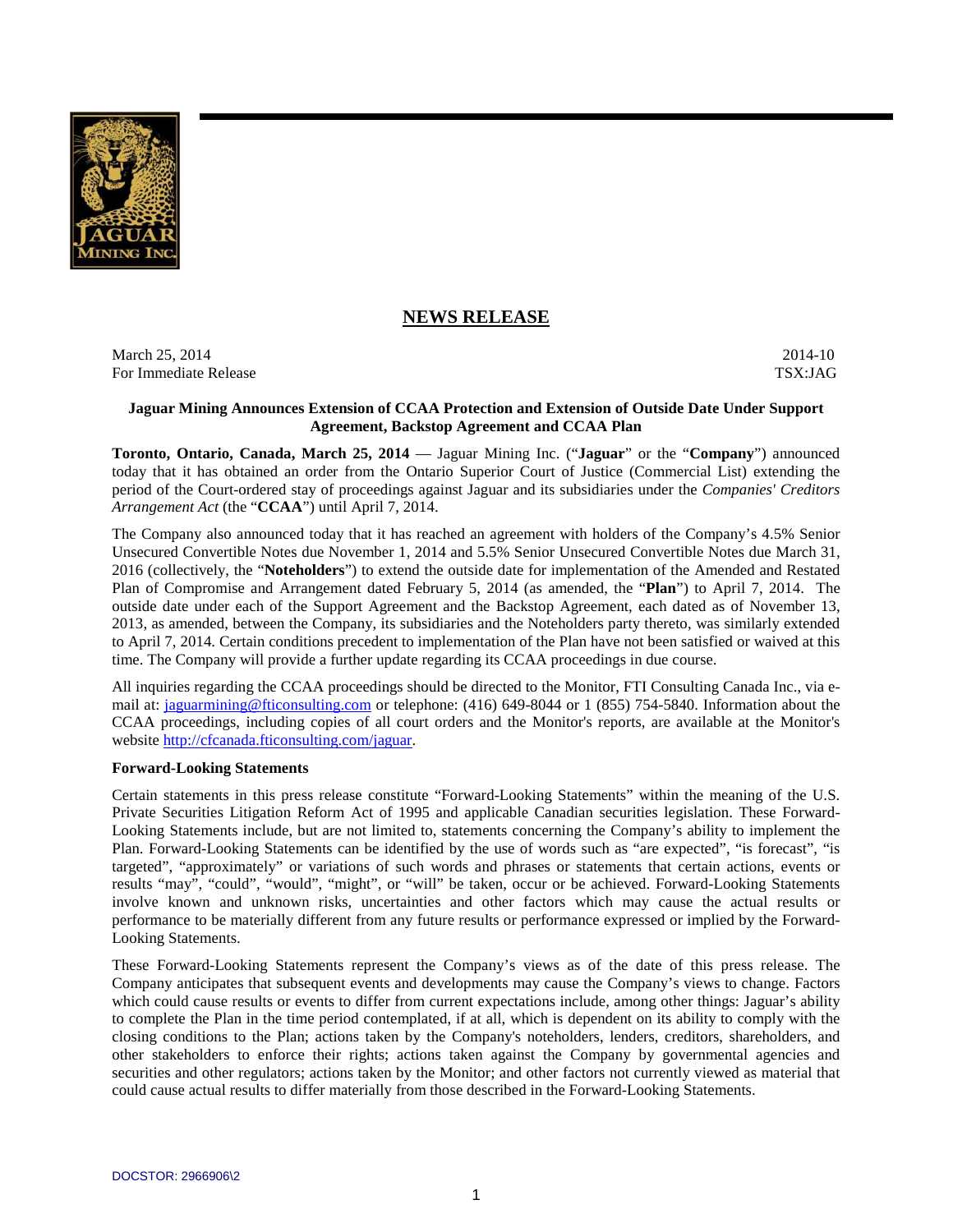## NEWS RELEASE

March 25, 2014 2014-10
For Immediate Release TSX:JAG

**Jaguar Mining Announces Extension of CCAA Protection and Extension of Outside Date Under Support Agreement, Backstop Agreement and CCAA Plan**

**Toronto, Ontario, Canada, March 25, 2014** — Jaguar Mining Inc. ("**Jaguar**" or the "**Company**") announced today that it has obtained an order from the Ontario Superior Court of Justice (Commercial List) extending the period of the Court-ordered stay of proceedings against Jaguar and its subsidiaries under the *Companies' Creditors Arrangement Act* (the "**CCAA**") until April 7, 2014.

The Company also announced today that it has reached an agreement with holders of the Company's 4.5% Senior Unsecured Convertible Notes due November 1, 2014 and 5.5% Senior Unsecured Convertible Notes due March 31, 2016 (collectively, the "**Noteholders**") to extend the outside date for implementation of the Amended and Restated Plan of Compromise and Arrangement dated February 5, 2014 (as amended, the "**Plan**") to April 7, 2014. The outside date under each of the Support Agreement and the Backstop Agreement, each dated as of November 13, 2013, as amended, between the Company, its subsidiaries and the Noteholders party thereto, was similarly extended to April 7, 2014. Certain conditions precedent to implementation of the Plan have not been satisfied or waived at this time. The Company will provide a further update regarding its CCAA proceedings in due course.

All inquiries regarding the CCAA proceedings should be directed to the Monitor, FTI Consulting Canada Inc., via e-mail at: jaguarmining@fticonsulting.com or telephone: (416) 649-8044 or 1 (855) 754-5840. Information about the CCAA proceedings, including copies of all court orders and the Monitor's reports, are available at the Monitor's website http://cfcanada.fticonsulting.com/jaguar.

**Forward-Looking Statements**

Certain statements in this press release constitute "Forward-Looking Statements" within the meaning of the U.S. Private Securities Litigation Reform Act of 1995 and applicable Canadian securities legislation. These Forward-Looking Statements include, but are not limited to, statements concerning the Company's ability to implement the Plan. Forward-Looking Statements can be identified by the use of words such as "are expected", "is forecast", "is targeted", "approximately" or variations of such words and phrases or statements that certain actions, events or results "may", "could", "would", "might", or "will" be taken, occur or be achieved. Forward-Looking Statements involve known and unknown risks, uncertainties and other factors which may cause the actual results or performance to be materially different from any future results or performance expressed or implied by the Forward-Looking Statements.

These Forward-Looking Statements represent the Company's views as of the date of this press release. The Company anticipates that subsequent events and developments may cause the Company's views to change. Factors which could cause results or events to differ from current expectations include, among other things: Jaguar's ability to complete the Plan in the time period contemplated, if at all, which is dependent on its ability to comply with the closing conditions to the Plan; actions taken by the Company's noteholders, lenders, creditors, shareholders, and other stakeholders to enforce their rights; actions taken against the Company by governmental agencies and securities and other regulators; actions taken by the Monitor; and other factors not currently viewed as material that could cause actual results to differ materially from those described in the Forward-Looking Statements.

DOCSTOR: 2966906\2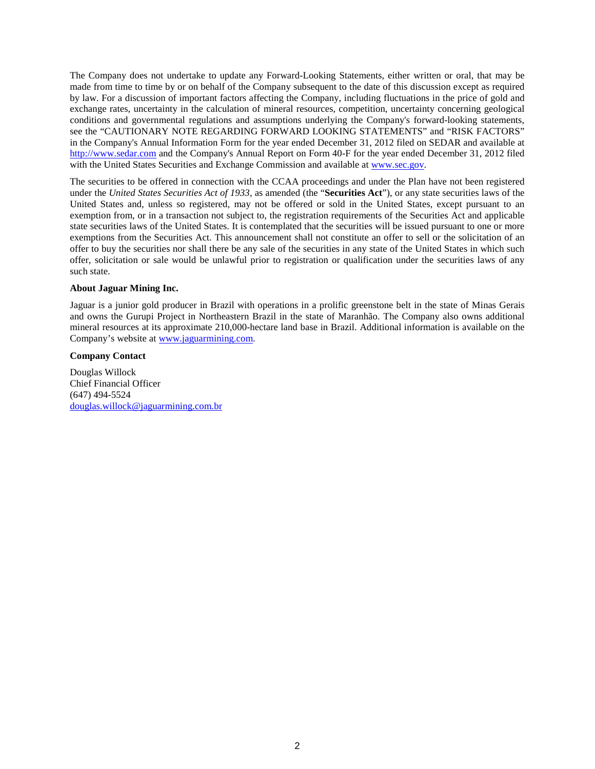The Company does not undertake to update any Forward-Looking Statements, either written or oral, that may be made from time to time by or on behalf of the Company subsequent to the date of this discussion except as required by law. For a discussion of important factors affecting the Company, including fluctuations in the price of gold and exchange rates, uncertainty in the calculation of mineral resources, competition, uncertainty concerning geological conditions and governmental regulations and assumptions underlying the Company's forward-looking statements, see the "CAUTIONARY NOTE REGARDING FORWARD LOOKING STATEMENTS" and "RISK FACTORS" in the Company's Annual Information Form for the year ended December 31, 2012 filed on SEDAR and available at http://www.sedar.com and the Company's Annual Report on Form 40-F for the year ended December 31, 2012 filed with the United States Securities and Exchange Commission and available at www.sec.gov.

The securities to be offered in connection with the CCAA proceedings and under the Plan have not been registered under the *United States Securities Act of 1933*, as amended (the "**Securities Act**"), or any state securities laws of the United States and, unless so registered, may not be offered or sold in the United States, except pursuant to an exemption from, or in a transaction not subject to, the registration requirements of the Securities Act and applicable state securities laws of the United States. It is contemplated that the securities will be issued pursuant to one or more exemptions from the Securities Act. This announcement shall not constitute an offer to sell or the solicitation of an offer to buy the securities nor shall there be any sale of the securities in any state of the United States in which such offer, solicitation or sale would be unlawful prior to registration or qualification under the securities laws of any such state.

**About Jaguar Mining Inc.**

Jaguar is a junior gold producer in Brazil with operations in a prolific greenstone belt in the state of Minas Gerais and owns the Gurupi Project in Northeastern Brazil in the state of Maranhão. The Company also owns additional mineral resources at its approximate 210,000-hectare land base in Brazil. Additional information is available on the Company's website at www.jaguarmining.com.

**Company Contact**

Douglas Willock
Chief Financial Officer
(647) 494-5524
douglas.willock@jaguarmining.com.br